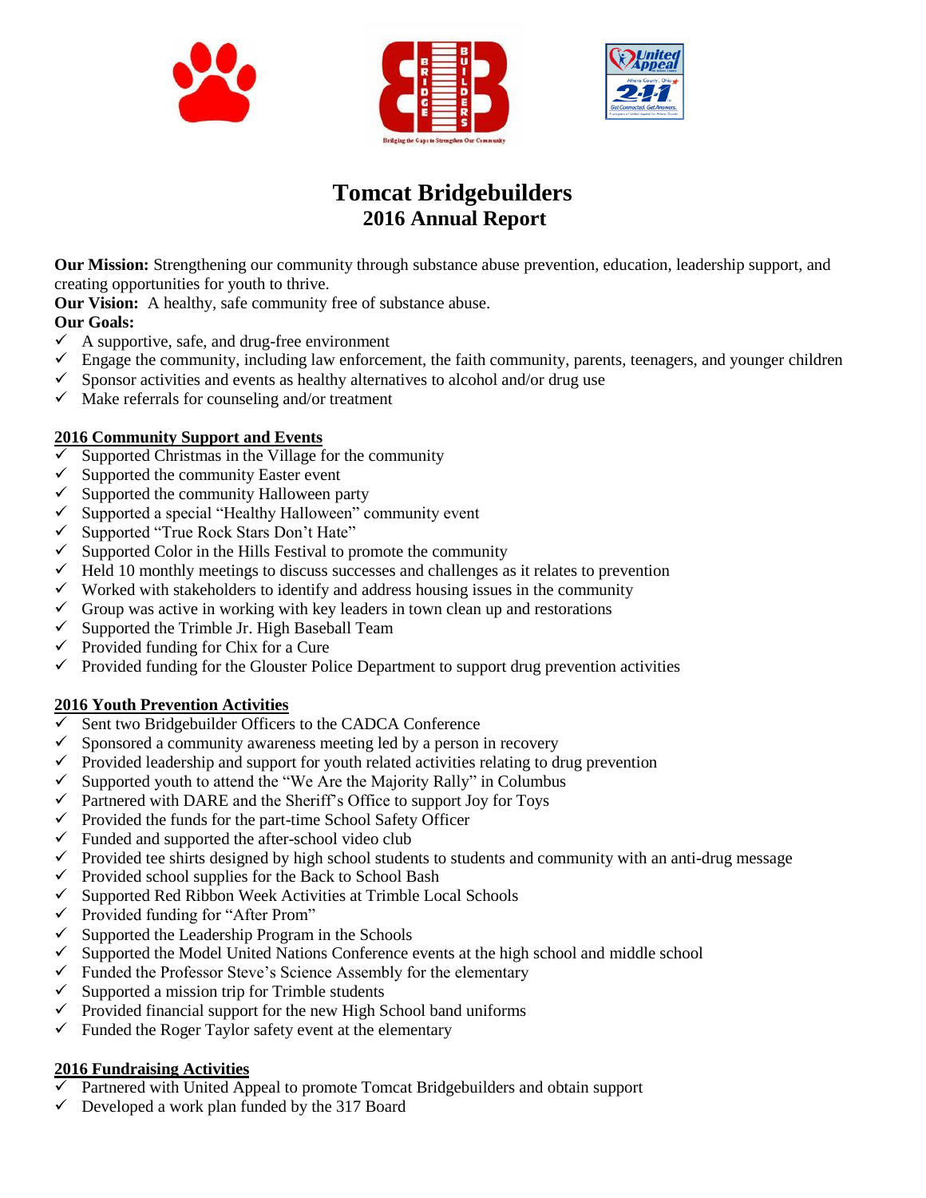# Tomcat Bridgebuilders
## 2016 Annual Report

**Our Mission:** Strengthening our community through substance abuse prevention, education, leadership support, and creating opportunities for youth to thrive.

**Our Vision:** A healthy, safe community free of substance abuse.

**Our Goals:**
- ✓ A supportive, safe, and drug-free environment
- ✓ Engage the community, including law enforcement, the faith community, parents, teenagers, and younger children
- ✓ Sponsor activities and events as healthy alternatives to alcohol and/or drug use
- ✓ Make referrals for counseling and/or treatment

### 2016 Community Support and Events

- ✓ Supported Christmas in the Village for the community
- ✓ Supported the community Easter event
- ✓ Supported the community Halloween party
- ✓ Supported a special "Healthy Halloween" community event
- ✓ Supported "True Rock Stars Don't Hate"
- ✓ Supported Color in the Hills Festival to promote the community
- ✓ Held 10 monthly meetings to discuss successes and challenges as it relates to prevention
- ✓ Worked with stakeholders to identify and address housing issues in the community
- ✓ Group was active in working with key leaders in town clean up and restorations
- ✓ Supported the Trimble Jr. High Baseball Team
- ✓ Provided funding for Chix for a Cure
- ✓ Provided funding for the Glouster Police Department to support drug prevention activities

### 2016 Youth Prevention Activities

- ✓ Sent two Bridgebuilder Officers to the CADCA Conference
- ✓ Sponsored a community awareness meeting led by a person in recovery
- ✓ Provided leadership and support for youth related activities relating to drug prevention
- ✓ Supported youth to attend the "We Are the Majority Rally" in Columbus
- ✓ Partnered with DARE and the Sheriff's Office to support Joy for Toys
- ✓ Provided the funds for the part-time School Safety Officer
- ✓ Funded and supported the after-school video club
- ✓ Provided tee shirts designed by high school students to students and community with an anti-drug message
- ✓ Provided school supplies for the Back to School Bash
- ✓ Supported Red Ribbon Week Activities at Trimble Local Schools
- ✓ Provided funding for "After Prom"
- ✓ Supported the Leadership Program in the Schools
- ✓ Supported the Model United Nations Conference events at the high school and middle school
- ✓ Funded the Professor Steve's Science Assembly for the elementary
- ✓ Supported a mission trip for Trimble students
- ✓ Provided financial support for the new High School band uniforms
- ✓ Funded the Roger Taylor safety event at the elementary

### 2016 Fundraising Activities

- ✓ Partnered with United Appeal to promote Tomcat Bridgebuilders and obtain support
- ✓ Developed a work plan funded by the 317 Board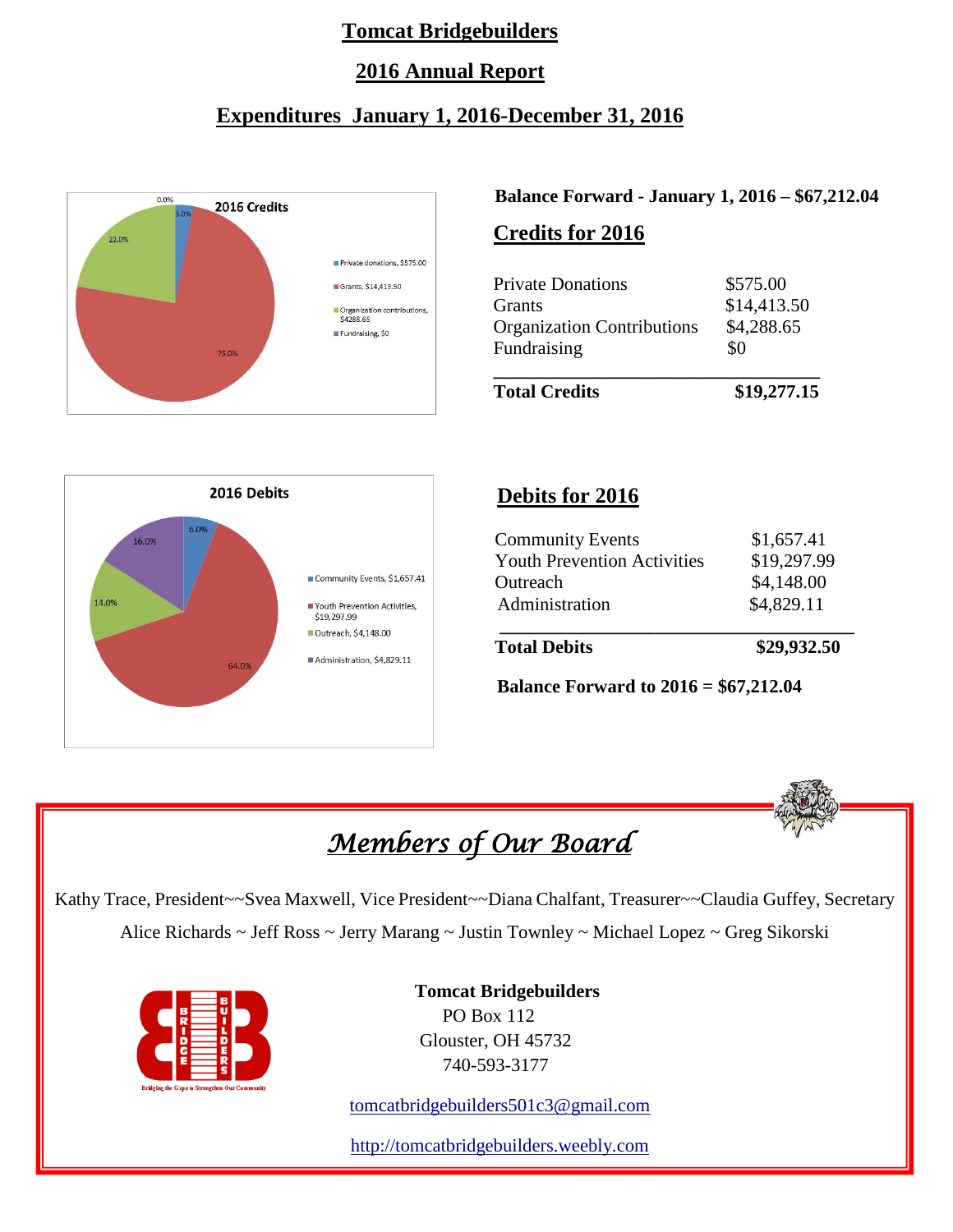# Tomcat Bridgebuilders

## 2016 Annual Report

## Expenditures January 1, 2016-December 31, 2016

2016 Credits

0.0%
3.0%
22.0%
75.0%

Private donations, $575.00
Grants, $14,413.50
Organization contributions, $4288.65
Fundraising, $0

**Balance Forward - January 1, 2016 – $67,212.04**

### Credits for 2016

| | |
|---|---|
| Private Donations | $575.00 |
| Grants | $14,413.50 |
| Organization Contributions | $4,288.65 |
| Fundraising | $0 |
| **Total Credits** | **$19,277.15** |

2016 Debits

6.0%
16.0%
14.0%
64.0%

Community Events, $1,657.41
Youth Prevention Activities, $19,297.99
Outreach, $4,148.00
Administration, $4,829.11

### Debits for 2016

| | |
|---|---|
| Community Events | $1,657.41 |
| Youth Prevention Activities | $19,297.99 |
| Outreach | $4,148.00 |
| Administration | $4,829.11 |
| **Total Debits** | **$29,932.50** |

**Balance Forward to 2016 = $67,212.04**

## *Members of Our Board*

Kathy Trace, President~~Svea Maxwell, Vice President~~Diana Chalfant, Treasurer~~Claudia Guffey, Secretary

Alice Richards ~ Jeff Ross ~ Jerry Marang ~ Justin Townley ~ Michael Lopez ~ Greg Sikorski

BRIDGE BUILDERS

Bridging the Gaps to Strengthen Our Community

**Tomcat Bridgebuilders**
PO Box 112
Glouster, OH 45732
740-593-3177

tomcatbridgebuilders501c3@gmail.com

http://tomcatbridgebuilders.weebly.com